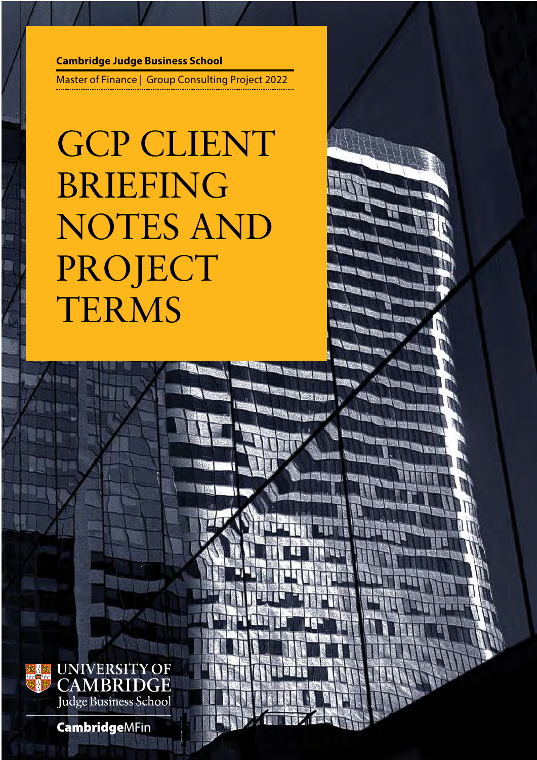**Cambridge Judge Business School**

Master of Finance | Group Consulting Project 2022

# GCP CLIENT BRIEFING NOTES AND PROJECT TERMS

UNIVERSITY OF CAMBRIDGE
Judge Business School

**Cambridge**MFin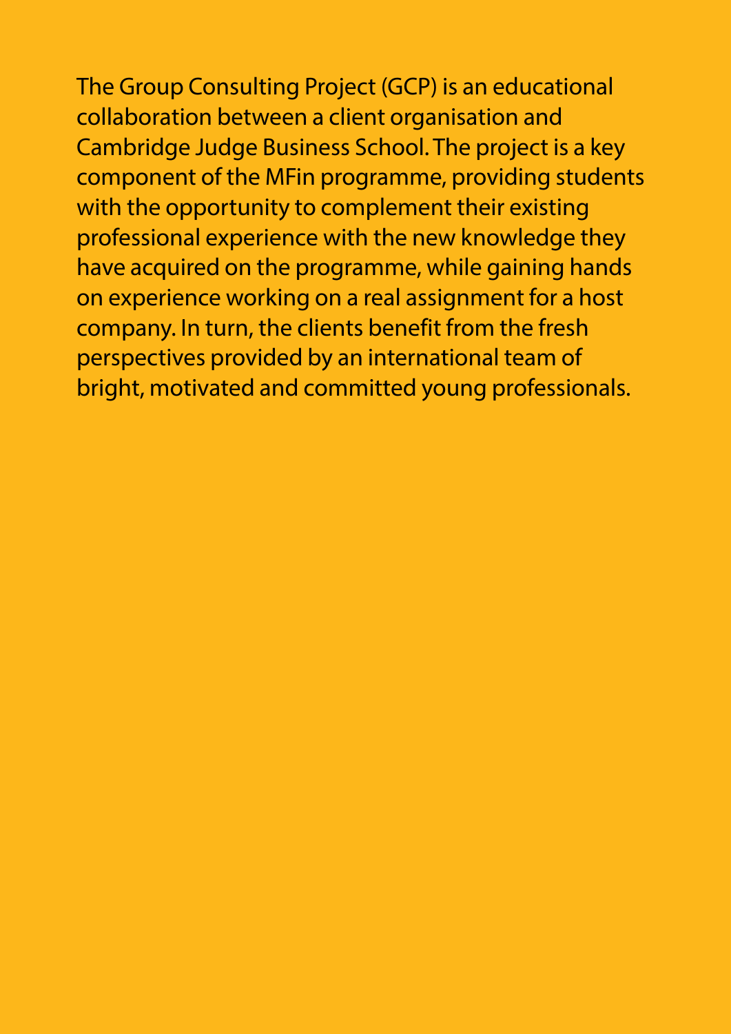The Group Consulting Project (GCP) is an educational collaboration between a client organisation and Cambridge Judge Business School. The project is a key component of the MFin programme, providing students with the opportunity to complement their existing professional experience with the new knowledge they have acquired on the programme, while gaining hands on experience working on a real assignment for a host company. In turn, the clients benefit from the fresh perspectives provided by an international team of bright, motivated and committed young professionals.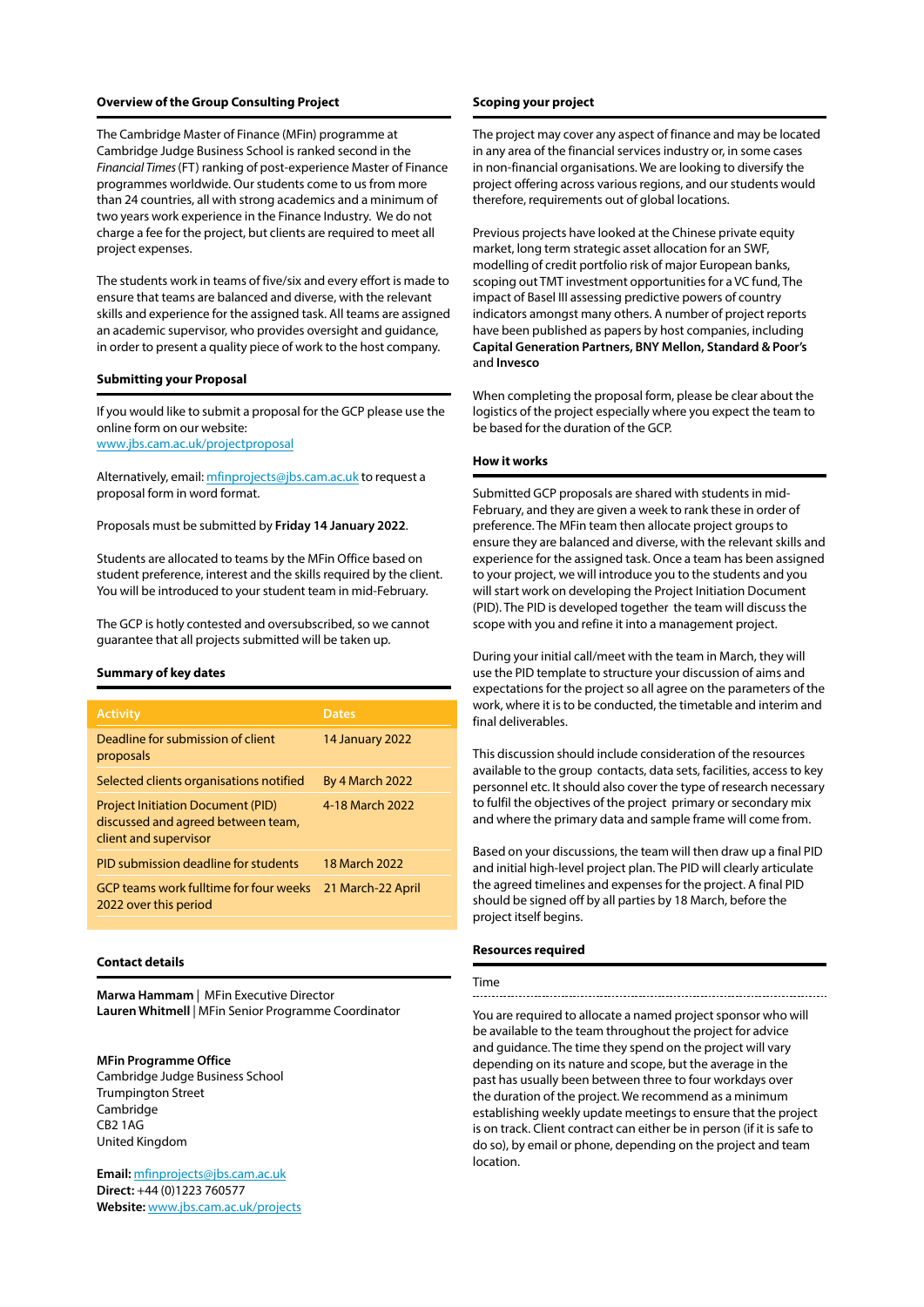## Overview of the Group Consulting Project

The Cambridge Master of Finance (MFin) programme at Cambridge Judge Business School is ranked second in the *Financial Times* (FT) ranking of post-experience Master of Finance programmes worldwide. Our students come to us from more than 24 countries, all with strong academics and a minimum of two years work experience in the Finance Industry. We do not charge a fee for the project, but clients are required to meet all project expenses.

The students work in teams of five/six and every effort is made to ensure that teams are balanced and diverse, with the relevant skills and experience for the assigned task. All teams are assigned an academic supervisor, who provides oversight and guidance, in order to present a quality piece of work to the host company.

## Submitting your Proposal

If you would like to submit a proposal for the GCP please use the online form on our website:
www.jbs.cam.ac.uk/projectproposal

Alternatively, email: mfinprojects@jbs.cam.ac.uk to request a proposal form in word format.

Proposals must be submitted by **Friday 14 January 2022**.

Students are allocated to teams by the MFin Office based on student preference, interest and the skills required by the client. You will be introduced to your student team in mid-February.

The GCP is hotly contested and oversubscribed, so we cannot guarantee that all projects submitted will be taken up.

## Summary of key dates

| Activity | Dates |
|---|---|
| Deadline for submission of client proposals | 14 January 2022 |
| Selected clients organisations notified | By 4 March 2022 |
| Project Initiation Document (PID) discussed and agreed between team, client and supervisor | 4-18 March 2022 |
| PID submission deadline for students | 18 March 2022 |
| GCP teams work fulltime for four weeks 2022 over this period | 21 March-22 April |

## Contact details

**Marwa Hammam** | MFin Executive Director
**Lauren Whitmell** | MFin Senior Programme Coordinator

**MFin Programme Office**
Cambridge Judge Business School
Trumpington Street
Cambridge
CB2 1AG
United Kingdom

**Email:** mfinprojects@jbs.cam.ac.uk
**Direct:** +44 (0)1223 760577
**Website:** www.jbs.cam.ac.uk/projects

## Scoping your project

The project may cover any aspect of finance and may be located in any area of the financial services industry or, in some cases in non-financial organisations. We are looking to diversify the project offering across various regions, and our students would therefore, requirements out of global locations.

Previous projects have looked at the Chinese private equity market, long term strategic asset allocation for an SWF, modelling of credit portfolio risk of major European banks, scoping out TMT investment opportunities for a VC fund, The impact of Basel III assessing predictive powers of country indicators amongst many others. A number of project reports have been published as papers by host companies, including **Capital Generation Partners, BNY Mellon, Standard & Poor's** and **Invesco**

When completing the proposal form, please be clear about the logistics of the project especially where you expect the team to be based for the duration of the GCP.

## How it works

Submitted GCP proposals are shared with students in mid-February, and they are given a week to rank these in order of preference. The MFin team then allocate project groups to ensure they are balanced and diverse, with the relevant skills and experience for the assigned task. Once a team has been assigned to your project, we will introduce you to the students and you will start work on developing the Project Initiation Document (PID). The PID is developed together the team will discuss the scope with you and refine it into a management project.

During your initial call/meet with the team in March, they will use the PID template to structure your discussion of aims and expectations for the project so all agree on the parameters of the work, where it is to be conducted, the timetable and interim and final deliverables.

This discussion should include consideration of the resources available to the group contacts, data sets, facilities, access to key personnel etc. It should also cover the type of research necessary to fulfil the objectives of the project primary or secondary mix and where the primary data and sample frame will come from.

Based on your discussions, the team will then draw up a final PID and initial high-level project plan. The PID will clearly articulate the agreed timelines and expenses for the project. A final PID should be signed off by all parties by 18 March, before the project itself begins.

## Resources required

### Time

You are required to allocate a named project sponsor who will be available to the team throughout the project for advice and guidance. The time they spend on the project will vary depending on its nature and scope, but the average in the past has usually been between three to four workdays over the duration of the project. We recommend as a minimum establishing weekly update meetings to ensure that the project is on track. Client contract can either be in person (if it is safe to do so), by email or phone, depending on the project and team location.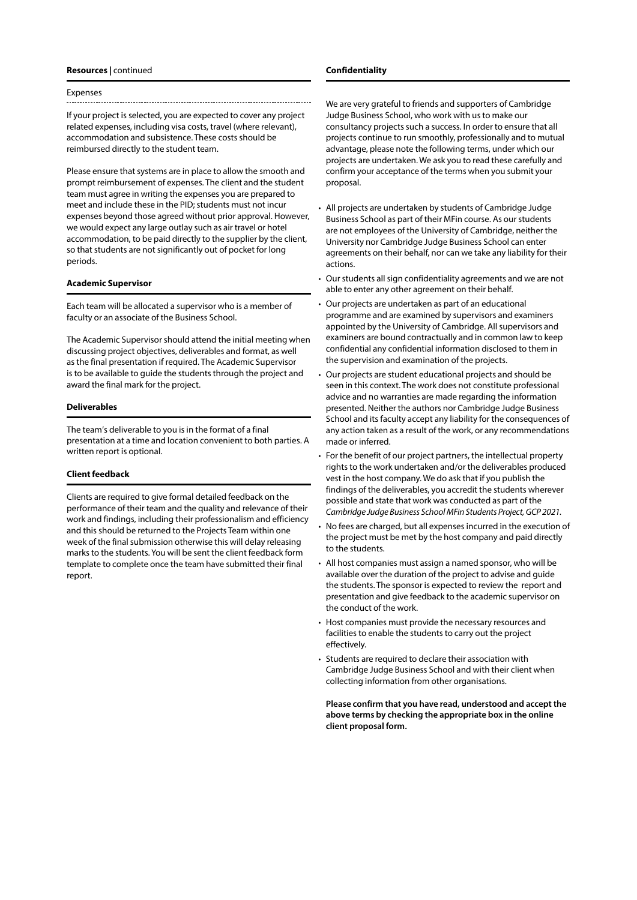## Resources | continued

### Expenses

If your project is selected, you are expected to cover any project related expenses, including visa costs, travel (where relevant), accommodation and subsistence. These costs should be reimbursed directly to the student team.

Please ensure that systems are in place to allow the smooth and prompt reimbursement of expenses. The client and the student team must agree in writing the expenses you are prepared to meet and include these in the PID; students must not incur expenses beyond those agreed without prior approval. However, we would expect any large outlay such as air travel or hotel accommodation, to be paid directly to the supplier by the client, so that students are not significantly out of pocket for long periods.

### Academic Supervisor

Each team will be allocated a supervisor who is a member of faculty or an associate of the Business School.

The Academic Supervisor should attend the initial meeting when discussing project objectives, deliverables and format, as well as the final presentation if required. The Academic Supervisor is to be available to guide the students through the project and award the final mark for the project.

### Deliverables

The team's deliverable to you is in the format of a final presentation at a time and location convenient to both parties. A written report is optional.

### Client feedback

Clients are required to give formal detailed feedback on the performance of their team and the quality and relevance of their work and findings, including their professionalism and efficiency and this should be returned to the Projects Team within one week of the final submission otherwise this will delay releasing marks to the students. You will be sent the client feedback form template to complete once the team have submitted their final report.

## Confidentiality

We are very grateful to friends and supporters of Cambridge Judge Business School, who work with us to make our consultancy projects such a success. In order to ensure that all projects continue to run smoothly, professionally and to mutual advantage, please note the following terms, under which our projects are undertaken. We ask you to read these carefully and confirm your acceptance of the terms when you submit your proposal.

- All projects are undertaken by students of Cambridge Judge Business School as part of their MFin course. As our students are not employees of the University of Cambridge, neither the University nor Cambridge Judge Business School can enter agreements on their behalf, nor can we take any liability for their actions.
- Our students all sign confidentiality agreements and we are not able to enter any other agreement on their behalf.
- Our projects are undertaken as part of an educational programme and are examined by supervisors and examiners appointed by the University of Cambridge. All supervisors and examiners are bound contractually and in common law to keep confidential any confidential information disclosed to them in the supervision and examination of the projects.
- Our projects are student educational projects and should be seen in this context. The work does not constitute professional advice and no warranties are made regarding the information presented. Neither the authors nor Cambridge Judge Business School and its faculty accept any liability for the consequences of any action taken as a result of the work, or any recommendations made or inferred.
- For the benefit of our project partners, the intellectual property rights to the work undertaken and/or the deliverables produced vest in the host company. We do ask that if you publish the findings of the deliverables, you accredit the students wherever possible and state that work was conducted as part of the *Cambridge Judge Business School MFin Students Project, GCP 2021.*
- No fees are charged, but all expenses incurred in the execution of the project must be met by the host company and paid directly to the students.
- All host companies must assign a named sponsor, who will be available over the duration of the project to advise and guide the students. The sponsor is expected to review the report and presentation and give feedback to the academic supervisor on the conduct of the work.
- Host companies must provide the necessary resources and facilities to enable the students to carry out the project effectively.
- Students are required to declare their association with Cambridge Judge Business School and with their client when collecting information from other organisations.

**Please confirm that you have read, understood and accept the above terms by checking the appropriate box in the online client proposal form.**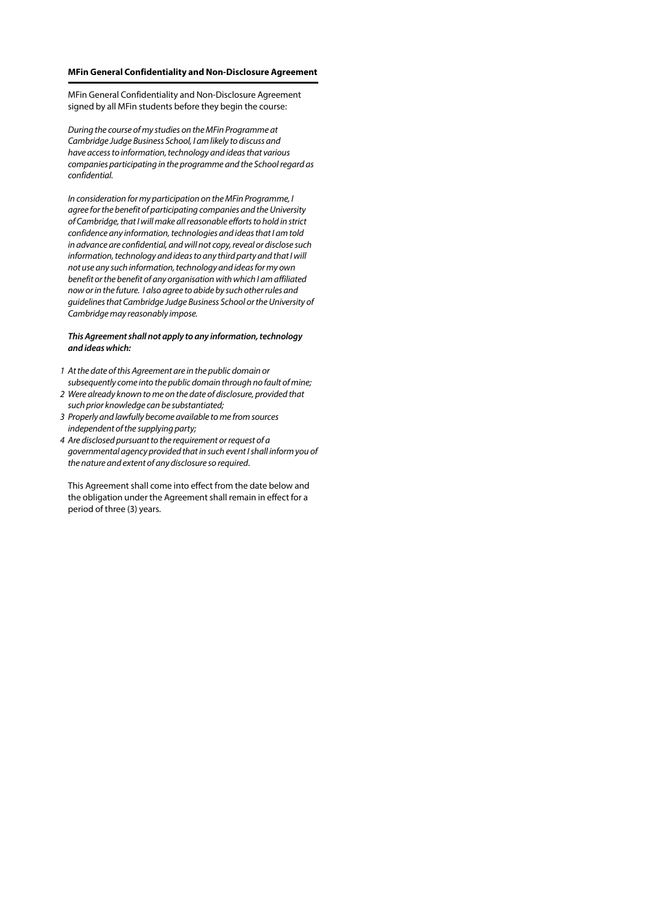**MFin General Confidentiality and Non-Disclosure Agreement**

MFin General Confidentiality and Non-Disclosure Agreement signed by all MFin students before they begin the course:

*During the course of my studies on the MFin Programme at Cambridge Judge Business School, I am likely to discuss and have access to information, technology and ideas that various companies participating in the programme and the School regard as confidential.*

*In consideration for my participation on the MFin Programme, I agree for the benefit of participating companies and the University of Cambridge, that I will make all reasonable efforts to hold in strict confidence any information, technologies and ideas that I am told in advance are confidential, and will not copy, reveal or disclose such information, technology and ideas to any third party and that I will not use any such information, technology and ideas for my own benefit or the benefit of any organisation with which I am affiliated now or in the future. I also agree to abide by such other rules and guidelines that Cambridge Judge Business School or the University of Cambridge may reasonably impose.*

***This Agreement shall not apply to any information, technology and ideas which:***

1. *At the date of this Agreement are in the public domain or subsequently come into the public domain through no fault of mine;*
2. *Were already known to me on the date of disclosure, provided that such prior knowledge can be substantiated;*
3. *Properly and lawfully become available to me from sources independent of the supplying party;*
4. *Are disclosed pursuant to the requirement or request of a governmental agency provided that in such event I shall inform you of the nature and extent of any disclosure so required.*

This Agreement shall come into effect from the date below and the obligation under the Agreement shall remain in effect for a period of three (3) years.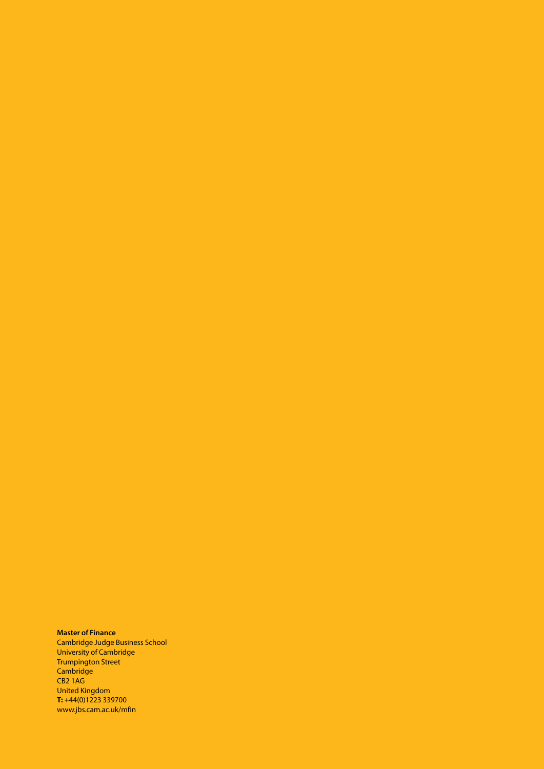**Master of Finance**
Cambridge Judge Business School
University of Cambridge
Trumpington Street
Cambridge
CB2 1AG
United Kingdom
**T:** +44(0)1223 339700
www.jbs.cam.ac.uk/mfin